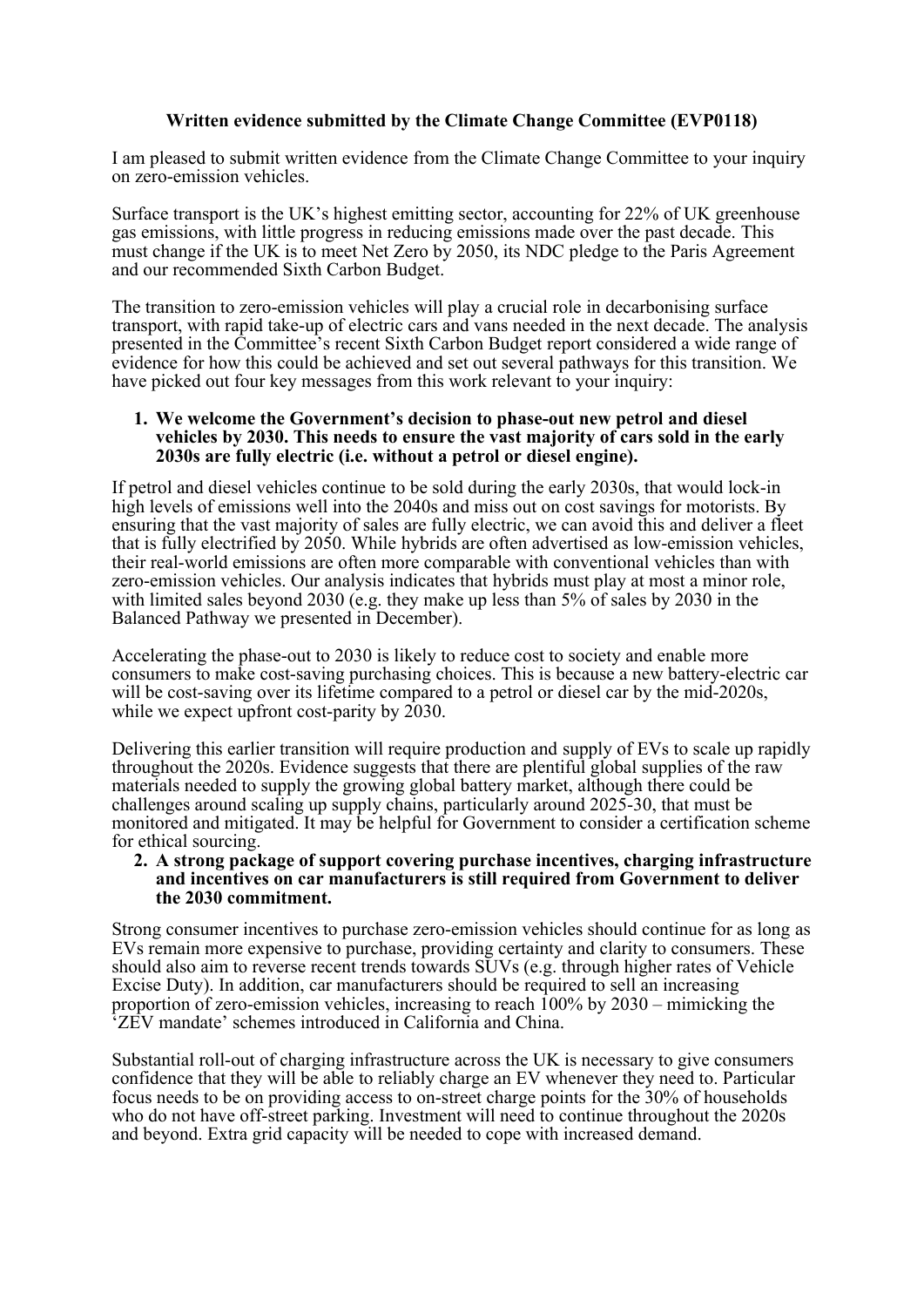**Written evidence submitted by the Climate Change Committee (EVP0118)**

I am pleased to submit written evidence from the Climate Change Committee to your inquiry on zero-emission vehicles.

Surface transport is the UK's highest emitting sector, accounting for 22% of UK greenhouse gas emissions, with little progress in reducing emissions made over the past decade. This must change if the UK is to meet Net Zero by 2050, its NDC pledge to the Paris Agreement and our recommended Sixth Carbon Budget.

The transition to zero-emission vehicles will play a crucial role in decarbonising surface transport, with rapid take-up of electric cars and vans needed in the next decade. The analysis presented in the Committee's recent Sixth Carbon Budget report considered a wide range of evidence for how this could be achieved and set out several pathways for this transition. We have picked out four key messages from this work relevant to your inquiry:

1. **We welcome the Government's decision to phase-out new petrol and diesel vehicles by 2030. This needs to ensure the vast majority of cars sold in the early 2030s are fully electric (i.e. without a petrol or diesel engine).**

If petrol and diesel vehicles continue to be sold during the early 2030s, that would lock-in high levels of emissions well into the 2040s and miss out on cost savings for motorists. By ensuring that the vast majority of sales are fully electric, we can avoid this and deliver a fleet that is fully electrified by 2050. While hybrids are often advertised as low-emission vehicles, their real-world emissions are often more comparable with conventional vehicles than with zero-emission vehicles. Our analysis indicates that hybrids must play at most a minor role, with limited sales beyond 2030 (e.g. they make up less than 5% of sales by 2030 in the Balanced Pathway we presented in December).

Accelerating the phase-out to 2030 is likely to reduce cost to society and enable more consumers to make cost-saving purchasing choices. This is because a new battery-electric car will be cost-saving over its lifetime compared to a petrol or diesel car by the mid-2020s, while we expect upfront cost-parity by 2030.

Delivering this earlier transition will require production and supply of EVs to scale up rapidly throughout the 2020s. Evidence suggests that there are plentiful global supplies of the raw materials needed to supply the growing global battery market, although there could be challenges around scaling up supply chains, particularly around 2025-30, that must be monitored and mitigated. It may be helpful for Government to consider a certification scheme for ethical sourcing.

2. **A strong package of support covering purchase incentives, charging infrastructure and incentives on car manufacturers is still required from Government to deliver the 2030 commitment.**

Strong consumer incentives to purchase zero-emission vehicles should continue for as long as EVs remain more expensive to purchase, providing certainty and clarity to consumers. These should also aim to reverse recent trends towards SUVs (e.g. through higher rates of Vehicle Excise Duty). In addition, car manufacturers should be required to sell an increasing proportion of zero-emission vehicles, increasing to reach 100% by 2030 – mimicking the 'ZEV mandate' schemes introduced in California and China.

Substantial roll-out of charging infrastructure across the UK is necessary to give consumers confidence that they will be able to reliably charge an EV whenever they need to. Particular focus needs to be on providing access to on-street charge points for the 30% of households who do not have off-street parking. Investment will need to continue throughout the 2020s and beyond. Extra grid capacity will be needed to cope with increased demand.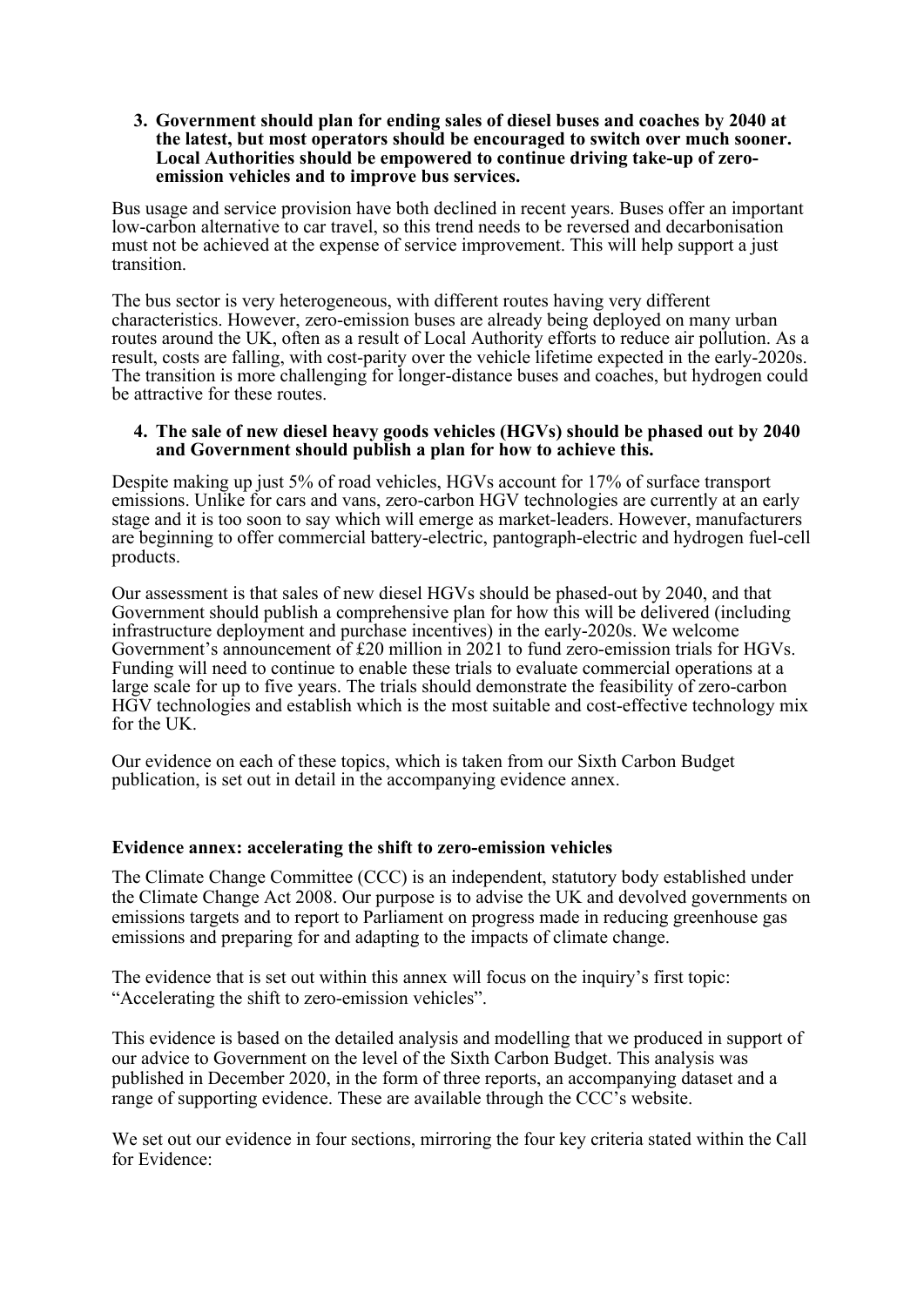3. **Government should plan for ending sales of diesel buses and coaches by 2040 at the latest, but most operators should be encouraged to switch over much sooner. Local Authorities should be empowered to continue driving take-up of zero-emission vehicles and to improve bus services.**

Bus usage and service provision have both declined in recent years. Buses offer an important low-carbon alternative to car travel, so this trend needs to be reversed and decarbonisation must not be achieved at the expense of service improvement. This will help support a just transition.

The bus sector is very heterogeneous, with different routes having very different characteristics. However, zero-emission buses are already being deployed on many urban routes around the UK, often as a result of Local Authority efforts to reduce air pollution. As a result, costs are falling, with cost-parity over the vehicle lifetime expected in the early-2020s. The transition is more challenging for longer-distance buses and coaches, but hydrogen could be attractive for these routes.

4. **The sale of new diesel heavy goods vehicles (HGVs) should be phased out by 2040 and Government should publish a plan for how to achieve this.**

Despite making up just 5% of road vehicles, HGVs account for 17% of surface transport emissions. Unlike for cars and vans, zero-carbon HGV technologies are currently at an early stage and it is too soon to say which will emerge as market-leaders. However, manufacturers are beginning to offer commercial battery-electric, pantograph-electric and hydrogen fuel-cell products.

Our assessment is that sales of new diesel HGVs should be phased-out by 2040, and that Government should publish a comprehensive plan for how this will be delivered (including infrastructure deployment and purchase incentives) in the early-2020s. We welcome Government's announcement of £20 million in 2021 to fund zero-emission trials for HGVs. Funding will need to continue to enable these trials to evaluate commercial operations at a large scale for up to five years. The trials should demonstrate the feasibility of zero-carbon HGV technologies and establish which is the most suitable and cost-effective technology mix for the UK.

Our evidence on each of these topics, which is taken from our Sixth Carbon Budget publication, is set out in detail in the accompanying evidence annex.

## Evidence annex: accelerating the shift to zero-emission vehicles

The Climate Change Committee (CCC) is an independent, statutory body established under the Climate Change Act 2008. Our purpose is to advise the UK and devolved governments on emissions targets and to report to Parliament on progress made in reducing greenhouse gas emissions and preparing for and adapting to the impacts of climate change.

The evidence that is set out within this annex will focus on the inquiry's first topic: "Accelerating the shift to zero-emission vehicles".

This evidence is based on the detailed analysis and modelling that we produced in support of our advice to Government on the level of the Sixth Carbon Budget. This analysis was published in December 2020, in the form of three reports, an accompanying dataset and a range of supporting evidence. These are available through the CCC's website.

We set out our evidence in four sections, mirroring the four key criteria stated within the Call for Evidence: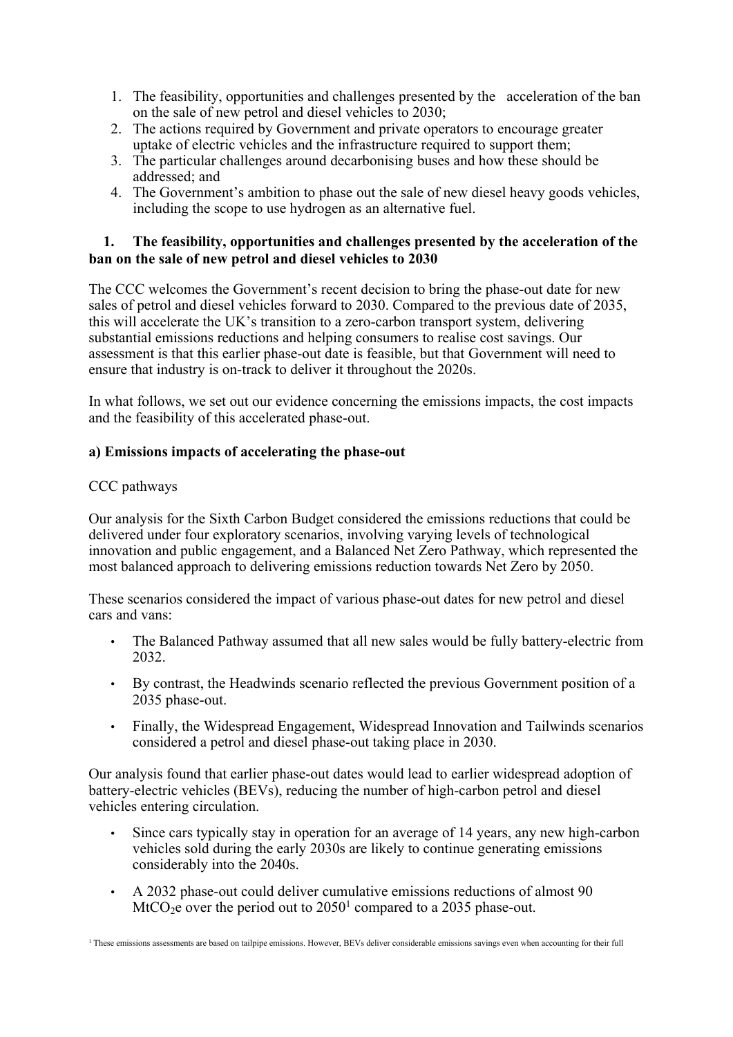1. The feasibility, opportunities and challenges presented by the acceleration of the ban on the sale of new petrol and diesel vehicles to 2030;
2. The actions required by Government and private operators to encourage greater uptake of electric vehicles and the infrastructure required to support them;
3. The particular challenges around decarbonising buses and how these should be addressed; and
4. The Government's ambition to phase out the sale of new diesel heavy goods vehicles, including the scope to use hydrogen as an alternative fuel.

## 1. The feasibility, opportunities and challenges presented by the acceleration of the ban on the sale of new petrol and diesel vehicles to 2030

The CCC welcomes the Government's recent decision to bring the phase-out date for new sales of petrol and diesel vehicles forward to 2030. Compared to the previous date of 2035, this will accelerate the UK's transition to a zero-carbon transport system, delivering substantial emissions reductions and helping consumers to realise cost savings. Our assessment is that this earlier phase-out date is feasible, but that Government will need to ensure that industry is on-track to deliver it throughout the 2020s.

In what follows, we set out our evidence concerning the emissions impacts, the cost impacts and the feasibility of this accelerated phase-out.

### a) Emissions impacts of accelerating the phase-out

CCC pathways

Our analysis for the Sixth Carbon Budget considered the emissions reductions that could be delivered under four exploratory scenarios, involving varying levels of technological innovation and public engagement, and a Balanced Net Zero Pathway, which represented the most balanced approach to delivering emissions reduction towards Net Zero by 2050.

These scenarios considered the impact of various phase-out dates for new petrol and diesel cars and vans:

- The Balanced Pathway assumed that all new sales would be fully battery-electric from 2032.
- By contrast, the Headwinds scenario reflected the previous Government position of a 2035 phase-out.
- Finally, the Widespread Engagement, Widespread Innovation and Tailwinds scenarios considered a petrol and diesel phase-out taking place in 2030.

Our analysis found that earlier phase-out dates would lead to earlier widespread adoption of battery-electric vehicles (BEVs), reducing the number of high-carbon petrol and diesel vehicles entering circulation.

- Since cars typically stay in operation for an average of 14 years, any new high-carbon vehicles sold during the early 2030s are likely to continue generating emissions considerably into the 2040s.
- A 2032 phase-out could deliver cumulative emissions reductions of almost 90 $MtCO_2e$ over the period out to 2050[1] compared to a 2035 phase-out.

[1] These emissions assessments are based on tailpipe emissions. However, BEVs deliver considerable emissions savings even when accounting for their full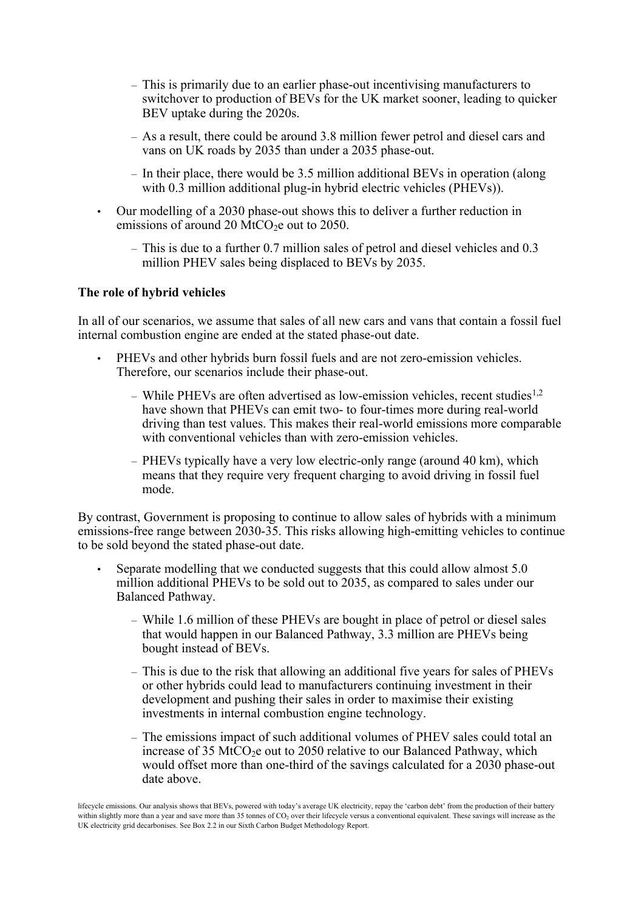- This is primarily due to an earlier phase-out incentivising manufacturers to switchover to production of BEVs for the UK market sooner, leading to quicker BEV uptake during the 2020s.
  - As a result, there could be around 3.8 million fewer petrol and diesel cars and vans on UK roads by 2035 than under a 2035 phase-out.
  - In their place, there would be 3.5 million additional BEVs in operation (along with 0.3 million additional plug-in hybrid electric vehicles (PHEVs)).
- Our modelling of a 2030 phase-out shows this to deliver a further reduction in emissions of around 20 $MtCO_2e$ out to 2050.
  - This is due to a further 0.7 million sales of petrol and diesel vehicles and 0.3 million PHEV sales being displaced to BEVs by 2035.

**The role of hybrid vehicles**

In all of our scenarios, we assume that sales of all new cars and vans that contain a fossil fuel internal combustion engine are ended at the stated phase-out date.

- PHEVs and other hybrids burn fossil fuels and are not zero-emission vehicles. Therefore, our scenarios include their phase-out.
  - While PHEVs are often advertised as low-emission vehicles, recent studies[1,2] have shown that PHEVs can emit two- to four-times more during real-world driving than test values. This makes their real-world emissions more comparable with conventional vehicles than with zero-emission vehicles.
  - PHEVs typically have a very low electric-only range (around 40 km), which means that they require very frequent charging to avoid driving in fossil fuel mode.

By contrast, Government is proposing to continue to allow sales of hybrids with a minimum emissions-free range between 2030-35. This risks allowing high-emitting vehicles to continue to be sold beyond the stated phase-out date.

- Separate modelling that we conducted suggests that this could allow almost 5.0 million additional PHEVs to be sold out to 2035, as compared to sales under our Balanced Pathway.
  - While 1.6 million of these PHEVs are bought in place of petrol or diesel sales that would happen in our Balanced Pathway, 3.3 million are PHEVs being bought instead of BEVs.
  - This is due to the risk that allowing an additional five years for sales of PHEVs or other hybrids could lead to manufacturers continuing investment in their development and pushing their sales in order to maximise their existing investments in internal combustion engine technology.
  - The emissions impact of such additional volumes of PHEV sales could total an increase of 35 $MtCO_2e$ out to 2050 relative to our Balanced Pathway, which would offset more than one-third of the savings calculated for a 2030 phase-out date above.

lifecycle emissions. Our analysis shows that BEVs, powered with today's average UK electricity, repay the 'carbon debt' from the production of their battery within slightly more than a year and save more than 35 tonnes of $CO_2$ over their lifecycle versus a conventional equivalent. These savings will increase as the UK electricity grid decarbonises. See Box 2.2 in our Sixth Carbon Budget Methodology Report.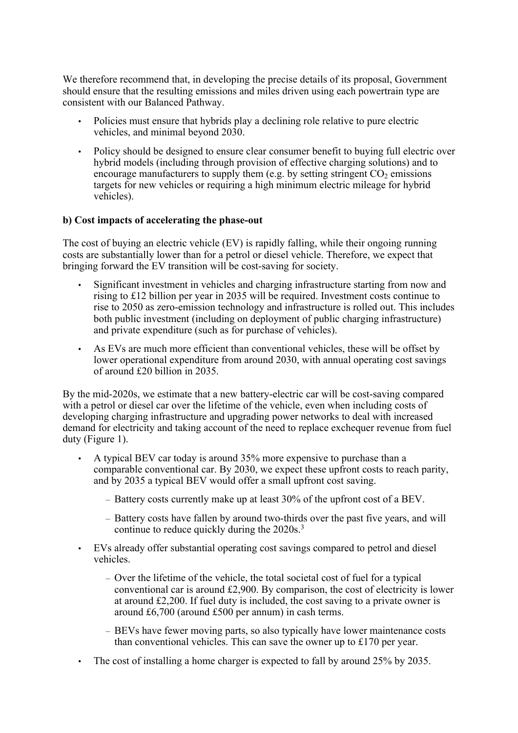We therefore recommend that, in developing the precise details of its proposal, Government should ensure that the resulting emissions and miles driven using each powertrain type are consistent with our Balanced Pathway.

- Policies must ensure that hybrids play a declining role relative to pure electric vehicles, and minimal beyond 2030.
- Policy should be designed to ensure clear consumer benefit to buying full electric over hybrid models (including through provision of effective charging solutions) and to encourage manufacturers to supply them (e.g. by setting stringent $CO_2$ emissions targets for new vehicles or requiring a high minimum electric mileage for hybrid vehicles).

**b) Cost impacts of accelerating the phase-out**

The cost of buying an electric vehicle (EV) is rapidly falling, while their ongoing running costs are substantially lower than for a petrol or diesel vehicle. Therefore, we expect that bringing forward the EV transition will be cost-saving for society.

- Significant investment in vehicles and charging infrastructure starting from now and rising to £12 billion per year in 2035 will be required. Investment costs continue to rise to 2050 as zero-emission technology and infrastructure is rolled out. This includes both public investment (including on deployment of public charging infrastructure) and private expenditure (such as for purchase of vehicles).
- As EVs are much more efficient than conventional vehicles, these will be offset by lower operational expenditure from around 2030, with annual operating cost savings of around £20 billion in 2035.

By the mid-2020s, we estimate that a new battery-electric car will be cost-saving compared with a petrol or diesel car over the lifetime of the vehicle, even when including costs of developing charging infrastructure and upgrading power networks to deal with increased demand for electricity and taking account of the need to replace exchequer revenue from fuel duty (Figure 1).

- A typical BEV car today is around 35% more expensive to purchase than a comparable conventional car. By 2030, we expect these upfront costs to reach parity, and by 2035 a typical BEV would offer a small upfront cost saving.
  - Battery costs currently make up at least 30% of the upfront cost of a BEV.
  - Battery costs have fallen by around two-thirds over the past five years, and will continue to reduce quickly during the 2020s.[3]
- EVs already offer substantial operating cost savings compared to petrol and diesel vehicles.
  - Over the lifetime of the vehicle, the total societal cost of fuel for a typical conventional car is around £2,900. By comparison, the cost of electricity is lower at around £2,200. If fuel duty is included, the cost saving to a private owner is around £6,700 (around £500 per annum) in cash terms.
  - BEVs have fewer moving parts, so also typically have lower maintenance costs than conventional vehicles. This can save the owner up to £170 per year.
- The cost of installing a home charger is expected to fall by around 25% by 2035.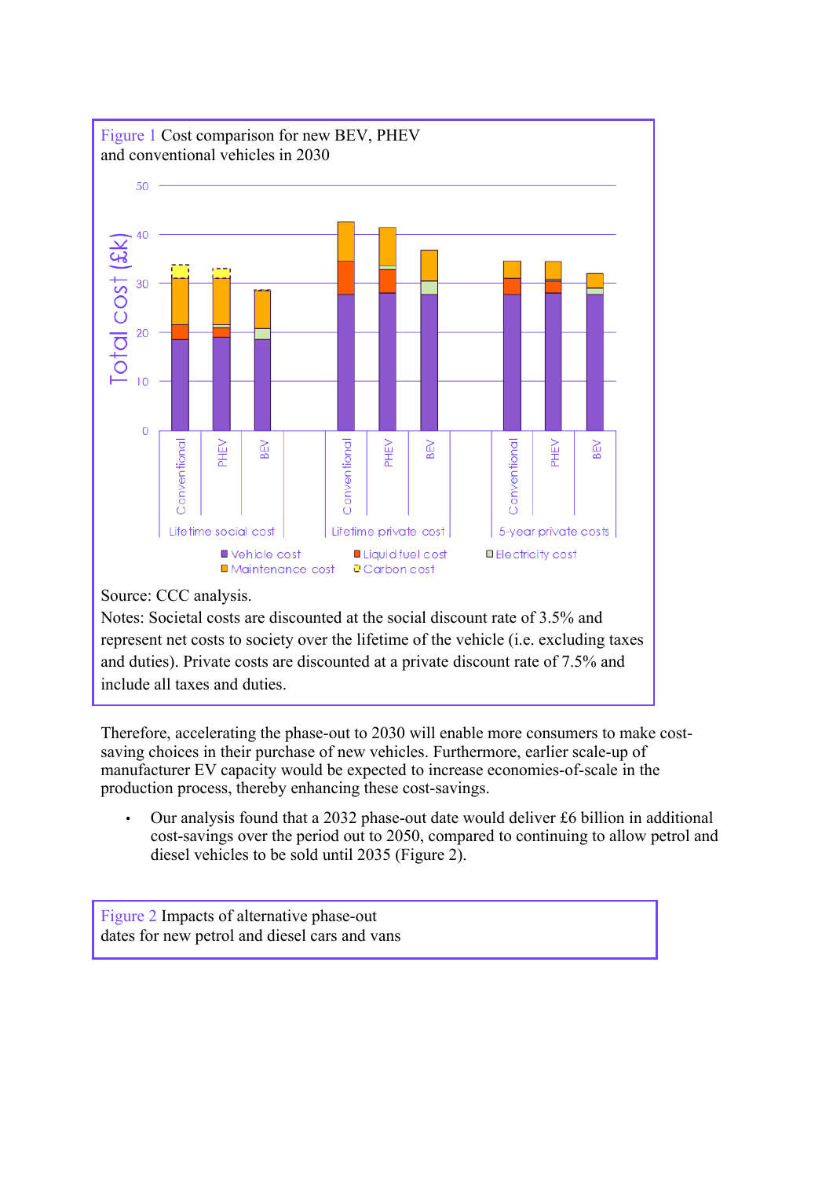Figure 1 Cost comparison for new BEV, PHEV and conventional vehicles in 2030

Source: CCC analysis.

Notes: Societal costs are discounted at the social discount rate of 3.5% and represent net costs to society over the lifetime of the vehicle (i.e. excluding taxes and duties). Private costs are discounted at a private discount rate of 7.5% and include all taxes and duties.

Therefore, accelerating the phase-out to 2030 will enable more consumers to make cost-saving choices in their purchase of new vehicles. Furthermore, earlier scale-up of manufacturer EV capacity would be expected to increase economies-of-scale in the production process, thereby enhancing these cost-savings.

- Our analysis found that a 2032 phase-out date would deliver £6 billion in additional cost-savings over the period out to 2050, compared to continuing to allow petrol and diesel vehicles to be sold until 2035 (Figure 2).

Figure 2 Impacts of alternative phase-out dates for new petrol and diesel cars and vans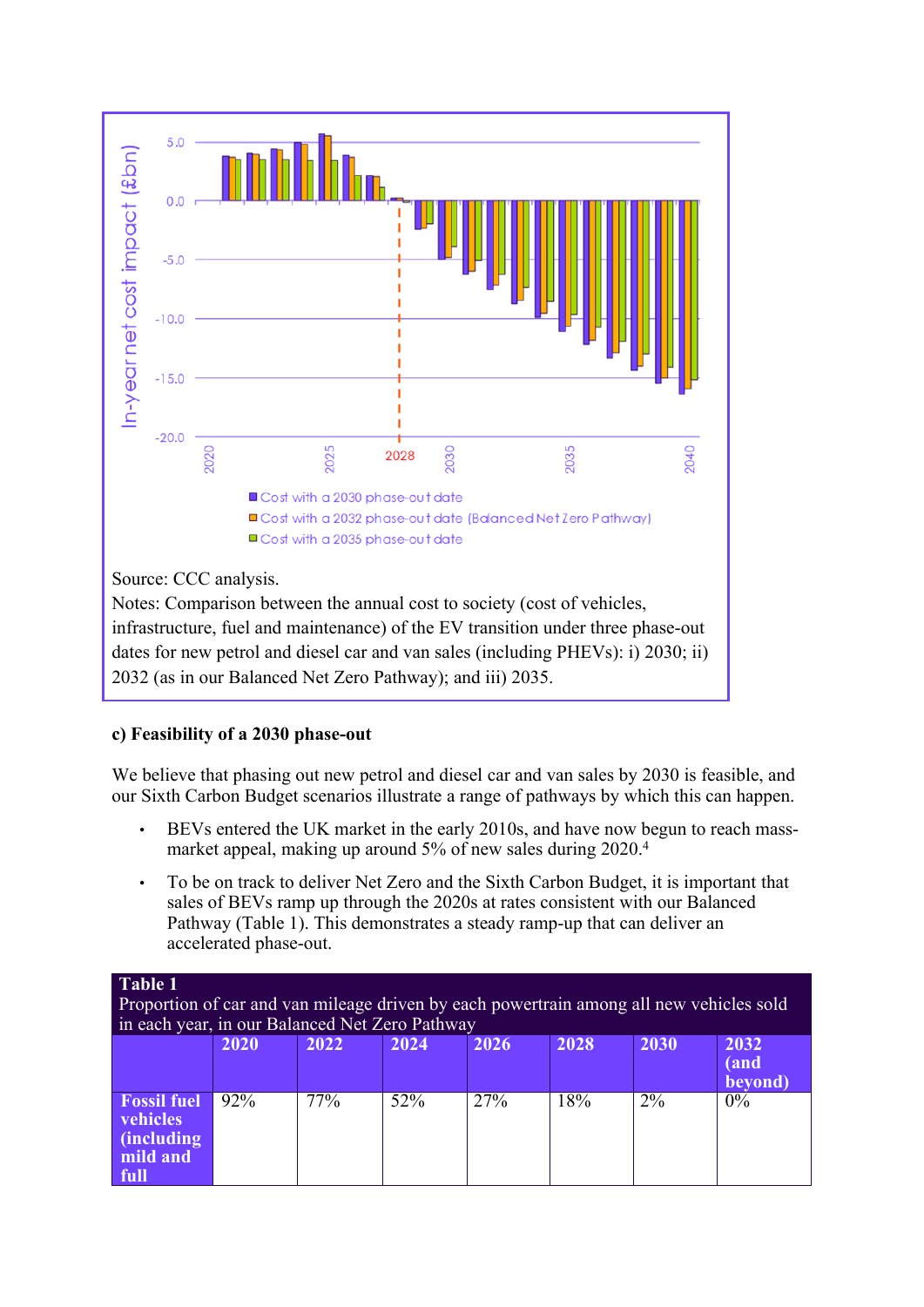Source: CCC analysis.

Notes: Comparison between the annual cost to society (cost of vehicles, infrastructure, fuel and maintenance) of the EV transition under three phase-out dates for new petrol and diesel car and van sales (including PHEVs): i) 2030; ii) 2032 (as in our Balanced Net Zero Pathway); and iii) 2035.

**c) Feasibility of a 2030 phase-out**

We believe that phasing out new petrol and diesel car and van sales by 2030 is feasible, and our Sixth Carbon Budget scenarios illustrate a range of pathways by which this can happen.

- BEVs entered the UK market in the early 2010s, and have now begun to reach mass-market appeal, making up around 5% of new sales during 2020.[4]
- To be on track to deliver Net Zero and the Sixth Carbon Budget, it is important that sales of BEVs ramp up through the 2020s at rates consistent with our Balanced Pathway (Table 1). This demonstrates a steady ramp-up that can deliver an accelerated phase-out.

**Table 1**
Proportion of car and van mileage driven by each powertrain among all new vehicles sold in each year, in our Balanced Net Zero Pathway

| | 2020 | 2022 | 2024 | 2026 | 2028 | 2030 | 2032 (and beyond) |
|---|---|---|---|---|---|---|---|
| Fossil fuel vehicles (including mild and full | 92% | 77% | 52% | 27% | 18% | 2% | 0% |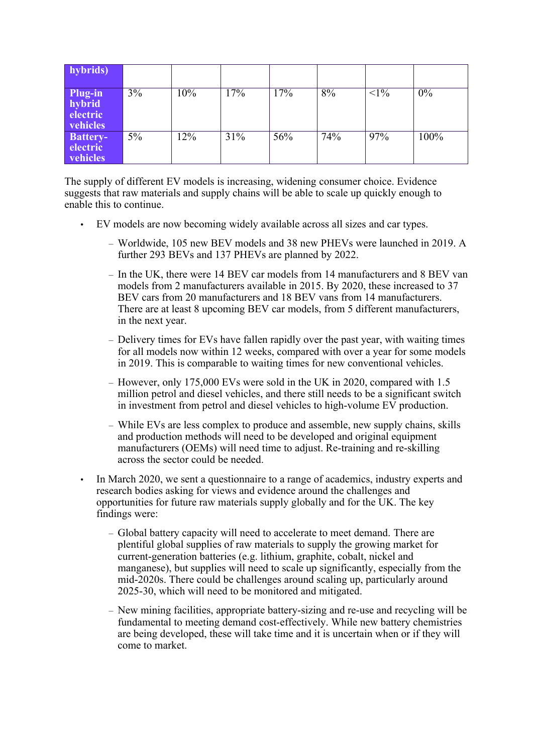| hybrids) | | | | | | | |
|---|---|---|---|---|---|---|---|
| **Plug-in hybrid electric vehicles** | 3% | 10% | 17% | 17% | 8% | <1% | 0% |
| **Battery-electric vehicles** | 5% | 12% | 31% | 56% | 74% | 97% | 100% |

The supply of different EV models is increasing, widening consumer choice. Evidence suggests that raw materials and supply chains will be able to scale up quickly enough to enable this to continue.

- EV models are now becoming widely available across all sizes and car types.
  - Worldwide, 105 new BEV models and 38 new PHEVs were launched in 2019. A further 293 BEVs and 137 PHEVs are planned by 2022.
  - In the UK, there were 14 BEV car models from 14 manufacturers and 8 BEV van models from 2 manufacturers available in 2015. By 2020, these increased to 37 BEV cars from 20 manufacturers and 18 BEV vans from 14 manufacturers. There are at least 8 upcoming BEV car models, from 5 different manufacturers, in the next year.
  - Delivery times for EVs have fallen rapidly over the past year, with waiting times for all models now within 12 weeks, compared with over a year for some models in 2019. This is comparable to waiting times for new conventional vehicles.
  - However, only 175,000 EVs were sold in the UK in 2020, compared with 1.5 million petrol and diesel vehicles, and there still needs to be a significant switch in investment from petrol and diesel vehicles to high-volume EV production.
  - While EVs are less complex to produce and assemble, new supply chains, skills and production methods will need to be developed and original equipment manufacturers (OEMs) will need time to adjust. Re-training and re-skilling across the sector could be needed.
- In March 2020, we sent a questionnaire to a range of academics, industry experts and research bodies asking for views and evidence around the challenges and opportunities for future raw materials supply globally and for the UK. The key findings were:
  - Global battery capacity will need to accelerate to meet demand. There are plentiful global supplies of raw materials to supply the growing market for current-generation batteries (e.g. lithium, graphite, cobalt, nickel and manganese), but supplies will need to scale up significantly, especially from the mid-2020s. There could be challenges around scaling up, particularly around 2025-30, which will need to be monitored and mitigated.
  - New mining facilities, appropriate battery-sizing and re-use and recycling will be fundamental to meeting demand cost-effectively. While new battery chemistries are being developed, these will take time and it is uncertain when or if they will come to market.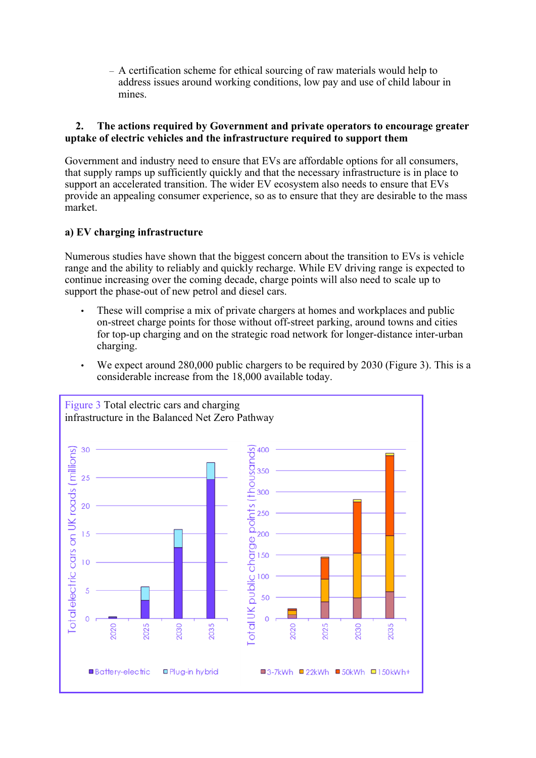– A certification scheme for ethical sourcing of raw materials would help to address issues around working conditions, low pay and use of child labour in mines.

## 2. The actions required by Government and private operators to encourage greater uptake of electric vehicles and the infrastructure required to support them

Government and industry need to ensure that EVs are affordable options for all consumers, that supply ramps up sufficiently quickly and that the necessary infrastructure is in place to support an accelerated transition. The wider EV ecosystem also needs to ensure that EVs provide an appealing consumer experience, so as to ensure that they are desirable to the mass market.

### a) EV charging infrastructure

Numerous studies have shown that the biggest concern about the transition to EVs is vehicle range and the ability to reliably and quickly recharge. While EV driving range is expected to continue increasing over the coming decade, charge points will also need to scale up to support the phase-out of new petrol and diesel cars.

- These will comprise a mix of private chargers at homes and workplaces and public on-street charge points for those without off-street parking, around towns and cities for top-up charging and on the strategic road network for longer-distance inter-urban charging.
- We expect around 280,000 public chargers to be required by 2030 (Figure 3). This is a considerable increase from the 18,000 available today.

Figure 3 Total electric cars and charging infrastructure in the Balanced Net Zero Pathway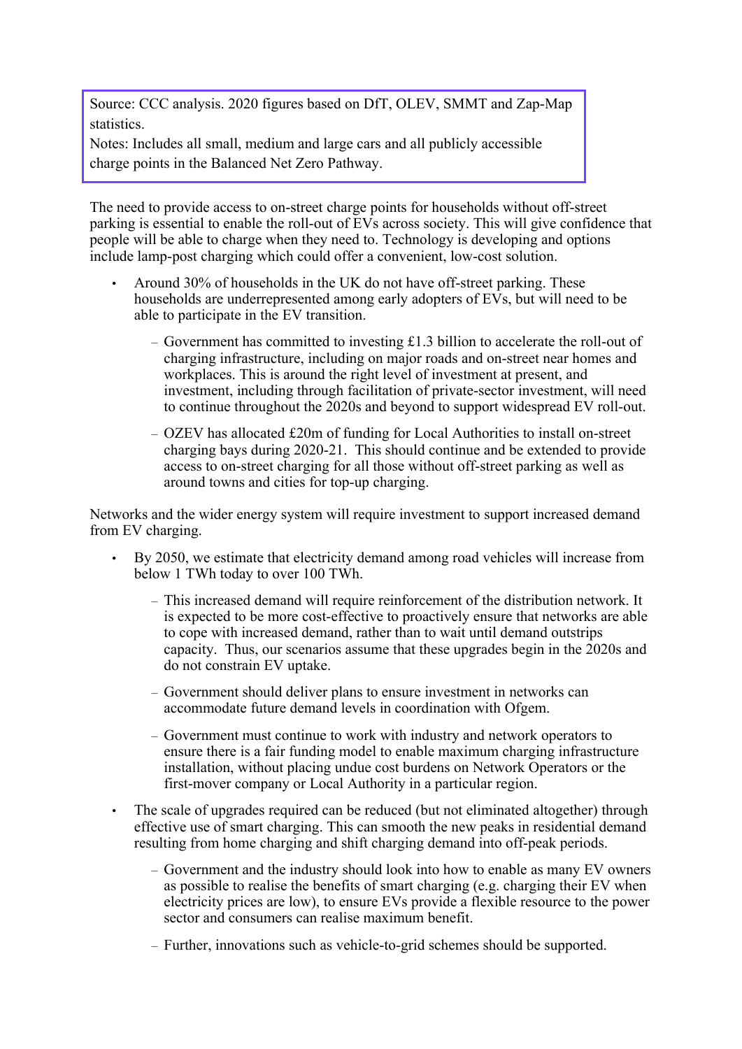Source: CCC analysis. 2020 figures based on DfT, OLEV, SMMT and Zap-Map statistics.
Notes: Includes all small, medium and large cars and all publicly accessible charge points in the Balanced Net Zero Pathway.

The need to provide access to on-street charge points for households without off-street parking is essential to enable the roll-out of EVs across society. This will give confidence that people will be able to charge when they need to. Technology is developing and options include lamp-post charging which could offer a convenient, low-cost solution.

- Around 30% of households in the UK do not have off-street parking. These households are underrepresented among early adopters of EVs, but will need to be able to participate in the EV transition.
  - Government has committed to investing £1.3 billion to accelerate the roll-out of charging infrastructure, including on major roads and on-street near homes and workplaces. This is around the right level of investment at present, and investment, including through facilitation of private-sector investment, will need to continue throughout the 2020s and beyond to support widespread EV roll-out.
  - OZEV has allocated £20m of funding for Local Authorities to install on-street charging bays during 2020-21. This should continue and be extended to provide access to on-street charging for all those without off-street parking as well as around towns and cities for top-up charging.

Networks and the wider energy system will require investment to support increased demand from EV charging.

- By 2050, we estimate that electricity demand among road vehicles will increase from below 1 TWh today to over 100 TWh.
  - This increased demand will require reinforcement of the distribution network. It is expected to be more cost-effective to proactively ensure that networks are able to cope with increased demand, rather than to wait until demand outstrips capacity. Thus, our scenarios assume that these upgrades begin in the 2020s and do not constrain EV uptake.
  - Government should deliver plans to ensure investment in networks can accommodate future demand levels in coordination with Ofgem.
  - Government must continue to work with industry and network operators to ensure there is a fair funding model to enable maximum charging infrastructure installation, without placing undue cost burdens on Network Operators or the first-mover company or Local Authority in a particular region.
- The scale of upgrades required can be reduced (but not eliminated altogether) through effective use of smart charging. This can smooth the new peaks in residential demand resulting from home charging and shift charging demand into off-peak periods.
  - Government and the industry should look into how to enable as many EV owners as possible to realise the benefits of smart charging (e.g. charging their EV when electricity prices are low), to ensure EVs provide a flexible resource to the power sector and consumers can realise maximum benefit.
  - Further, innovations such as vehicle-to-grid schemes should be supported.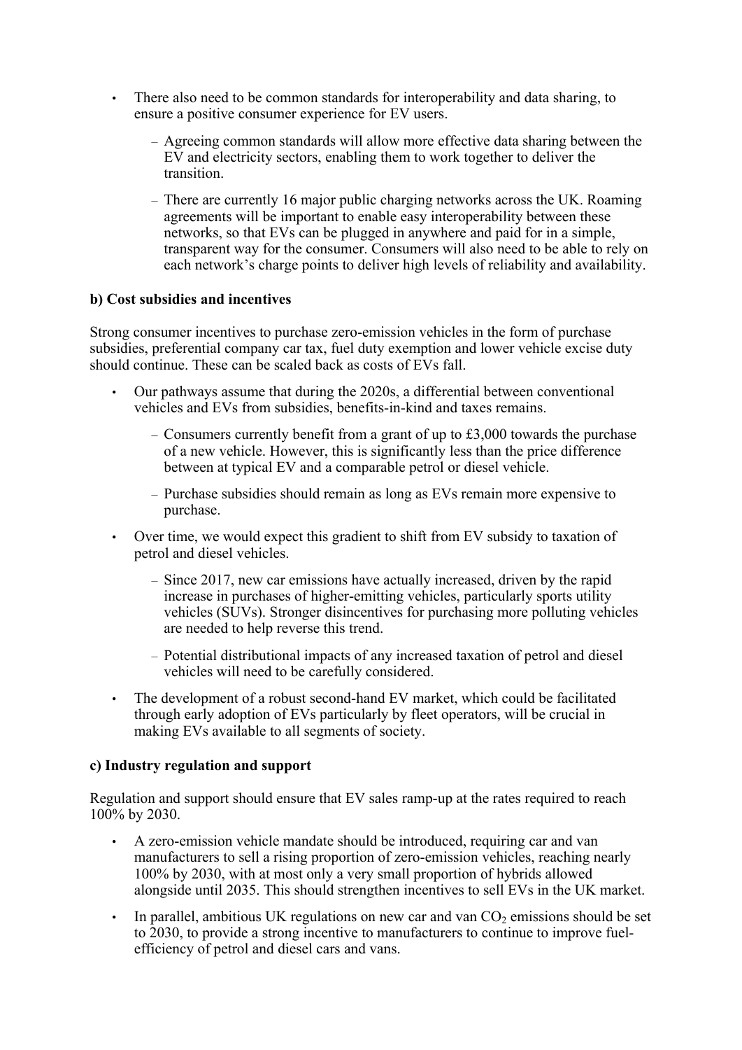- There also need to be common standards for interoperability and data sharing, to ensure a positive consumer experience for EV users.
  - Agreeing common standards will allow more effective data sharing between the EV and electricity sectors, enabling them to work together to deliver the transition.
  - There are currently 16 major public charging networks across the UK. Roaming agreements will be important to enable easy interoperability between these networks, so that EVs can be plugged in anywhere and paid for in a simple, transparent way for the consumer. Consumers will also need to be able to rely on each network's charge points to deliver high levels of reliability and availability.

**b) Cost subsidies and incentives**

Strong consumer incentives to purchase zero-emission vehicles in the form of purchase subsidies, preferential company car tax, fuel duty exemption and lower vehicle excise duty should continue. These can be scaled back as costs of EVs fall.

- Our pathways assume that during the 2020s, a differential between conventional vehicles and EVs from subsidies, benefits-in-kind and taxes remains.
  - Consumers currently benefit from a grant of up to £3,000 towards the purchase of a new vehicle. However, this is significantly less than the price difference between at typical EV and a comparable petrol or diesel vehicle.
  - Purchase subsidies should remain as long as EVs remain more expensive to purchase.
- Over time, we would expect this gradient to shift from EV subsidy to taxation of petrol and diesel vehicles.
  - Since 2017, new car emissions have actually increased, driven by the rapid increase in purchases of higher-emitting vehicles, particularly sports utility vehicles (SUVs). Stronger disincentives for purchasing more polluting vehicles are needed to help reverse this trend.
  - Potential distributional impacts of any increased taxation of petrol and diesel vehicles will need to be carefully considered.
- The development of a robust second-hand EV market, which could be facilitated through early adoption of EVs particularly by fleet operators, will be crucial in making EVs available to all segments of society.

**c) Industry regulation and support**

Regulation and support should ensure that EV sales ramp-up at the rates required to reach 100% by 2030.

- A zero-emission vehicle mandate should be introduced, requiring car and van manufacturers to sell a rising proportion of zero-emission vehicles, reaching nearly 100% by 2030, with at most only a very small proportion of hybrids allowed alongside until 2035. This should strengthen incentives to sell EVs in the UK market.
- In parallel, ambitious UK regulations on new car and van $CO_2$ emissions should be set to 2030, to provide a strong incentive to manufacturers to continue to improve fuel-efficiency of petrol and diesel cars and vans.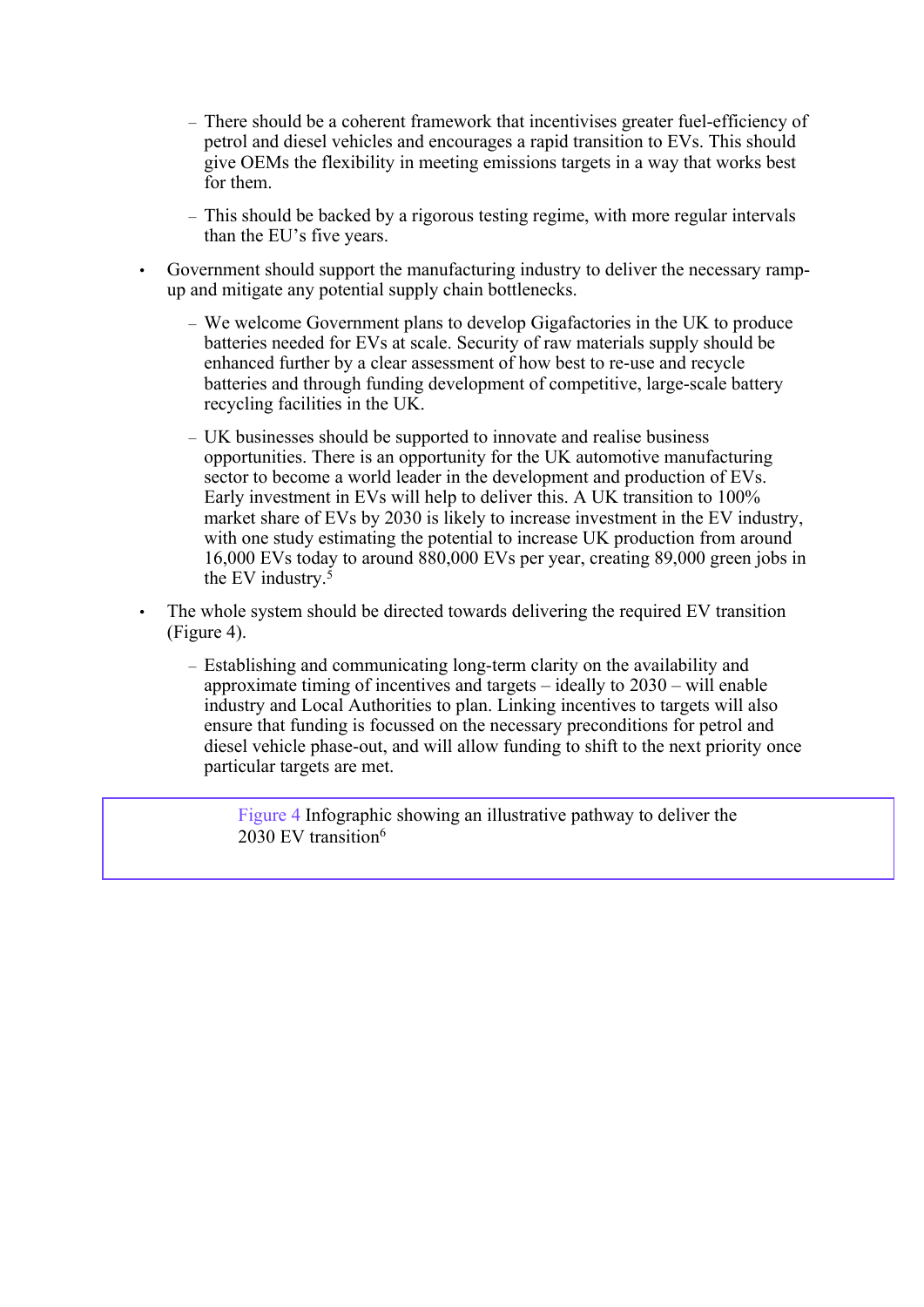- There should be a coherent framework that incentivises greater fuel-efficiency of petrol and diesel vehicles and encourages a rapid transition to EVs. This should give OEMs the flexibility in meeting emissions targets in a way that works best for them.

  - This should be backed by a rigorous testing regime, with more regular intervals than the EU's five years.

- Government should support the manufacturing industry to deliver the necessary ramp-up and mitigate any potential supply chain bottlenecks.

  - We welcome Government plans to develop Gigafactories in the UK to produce batteries needed for EVs at scale. Security of raw materials supply should be enhanced further by a clear assessment of how best to re-use and recycle batteries and through funding development of competitive, large-scale battery recycling facilities in the UK.

  - UK businesses should be supported to innovate and realise business opportunities. There is an opportunity for the UK automotive manufacturing sector to become a world leader in the development and production of EVs. Early investment in EVs will help to deliver this. A UK transition to 100% market share of EVs by 2030 is likely to increase investment in the EV industry, with one study estimating the potential to increase UK production from around 16,000 EVs today to around 880,000 EVs per year, creating 89,000 green jobs in the EV industry.[5]

- The whole system should be directed towards delivering the required EV transition (Figure 4).

  - Establishing and communicating long-term clarity on the availability and approximate timing of incentives and targets – ideally to 2030 – will enable industry and Local Authorities to plan. Linking incentives to targets will also ensure that funding is focussed on the necessary preconditions for petrol and diesel vehicle phase-out, and will allow funding to shift to the next priority once particular targets are met.

Figure 4 Infographic showing an illustrative pathway to deliver the 2030 EV transition[6]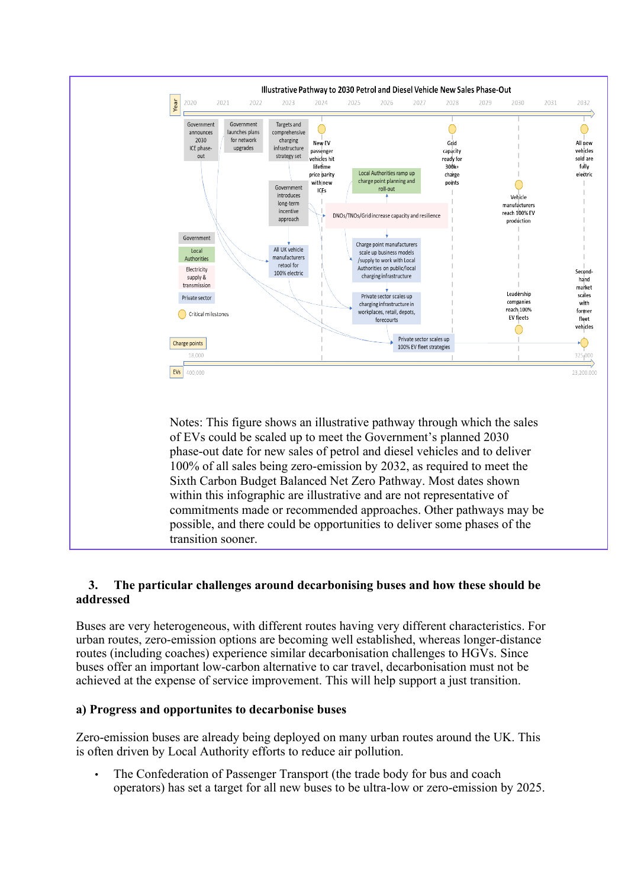**Illustrative Pathway to 2030 Petrol and Diesel Vehicle New Sales Phase-Out**

Year: 2020, 2021, 2022, 2023, 2024, 2025, 2026, 2027, 2028, 2029, 2030, 2031, 2032

- Government announces 2030 ICE phase-out
- Government launches plans for network upgrades
- Targets and comprehensive charging infrastructure strategy set
- New EV passenger vehicles hit lifetime price parity with new ICEs
- Grid capacity ready for 300k+ charge points
- All new vehicles sold are fully electric
- Local Authorities ramp up charge point planning and roll-out
- Government introduces long-term incentive approach
- DNOs/TNOs/Grid increase capacity and resilience
- Vehicle manufacturers reach 100% EV production
- All UK vehicle manufacturers retool for 100% electric
- Charge point manufacturers scale up business models /supply to work with Local Authorities on public/local charging infrastructure
- Private sector scales up charging infrastructure in workplaces, retail, depots, forecourts
- Leadership companies reach 100% EV fleets
- Second-hand market scales with former fleet vehicles
- Private sector scales up 100% EV fleet strategies

Legend: Government; Local Authorities; Electricity supply & transmission; Private sector; Critical milestones

Charge points: 18,000 → 325,000

EVs: 400,000 → 23,200,000

Notes: This figure shows an illustrative pathway through which the sales of EVs could be scaled up to meet the Government's planned 2030 phase-out date for new sales of petrol and diesel vehicles and to deliver 100% of all sales being zero-emission by 2032, as required to meet the Sixth Carbon Budget Balanced Net Zero Pathway. Most dates shown within this infographic are illustrative and are not representative of commitments made or recommended approaches. Other pathways may be possible, and there could be opportunities to deliver some phases of the transition sooner.

## 3. The particular challenges around decarbonising buses and how these should be addressed

Buses are very heterogeneous, with different routes having very different characteristics. For urban routes, zero-emission options are becoming well established, whereas longer-distance routes (including coaches) experience similar decarbonisation challenges to HGVs. Since buses offer an important low-carbon alternative to car travel, decarbonisation must not be achieved at the expense of service improvement. This will help support a just transition.

### a) Progress and opportunites to decarbonise buses

Zero-emission buses are already being deployed on many urban routes around the UK. This is often driven by Local Authority efforts to reduce air pollution.

- The Confederation of Passenger Transport (the trade body for bus and coach operators) has set a target for all new buses to be ultra-low or zero-emission by 2025.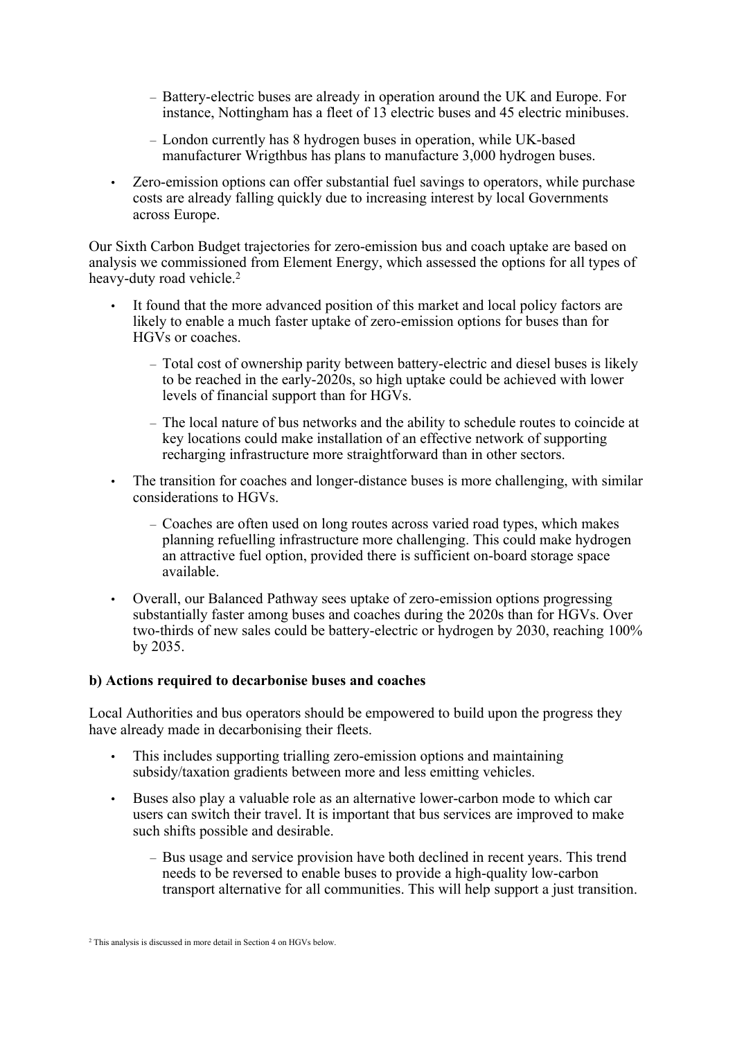- Battery-electric buses are already in operation around the UK and Europe. For instance, Nottingham has a fleet of 13 electric buses and 45 electric minibuses.
  - London currently has 8 hydrogen buses in operation, while UK-based manufacturer Wrigthbus has plans to manufacture 3,000 hydrogen buses.
- Zero-emission options can offer substantial fuel savings to operators, while purchase costs are already falling quickly due to increasing interest by local Governments across Europe.

Our Sixth Carbon Budget trajectories for zero-emission bus and coach uptake are based on analysis we commissioned from Element Energy, which assessed the options for all types of heavy-duty road vehicle.[2]

- It found that the more advanced position of this market and local policy factors are likely to enable a much faster uptake of zero-emission options for buses than for HGVs or coaches.
  - Total cost of ownership parity between battery-electric and diesel buses is likely to be reached in the early-2020s, so high uptake could be achieved with lower levels of financial support than for HGVs.
  - The local nature of bus networks and the ability to schedule routes to coincide at key locations could make installation of an effective network of supporting recharging infrastructure more straightforward than in other sectors.
- The transition for coaches and longer-distance buses is more challenging, with similar considerations to HGVs.
  - Coaches are often used on long routes across varied road types, which makes planning refuelling infrastructure more challenging. This could make hydrogen an attractive fuel option, provided there is sufficient on-board storage space available.
- Overall, our Balanced Pathway sees uptake of zero-emission options progressing substantially faster among buses and coaches during the 2020s than for HGVs. Over two-thirds of new sales could be battery-electric or hydrogen by 2030, reaching 100% by 2035.

**b) Actions required to decarbonise buses and coaches**

Local Authorities and bus operators should be empowered to build upon the progress they have already made in decarbonising their fleets.

- This includes supporting trialling zero-emission options and maintaining subsidy/taxation gradients between more and less emitting vehicles.
- Buses also play a valuable role as an alternative lower-carbon mode to which car users can switch their travel. It is important that bus services are improved to make such shifts possible and desirable.
  - Bus usage and service provision have both declined in recent years. This trend needs to be reversed to enable buses to provide a high-quality low-carbon transport alternative for all communities. This will help support a just transition.

[2] This analysis is discussed in more detail in Section 4 on HGVs below.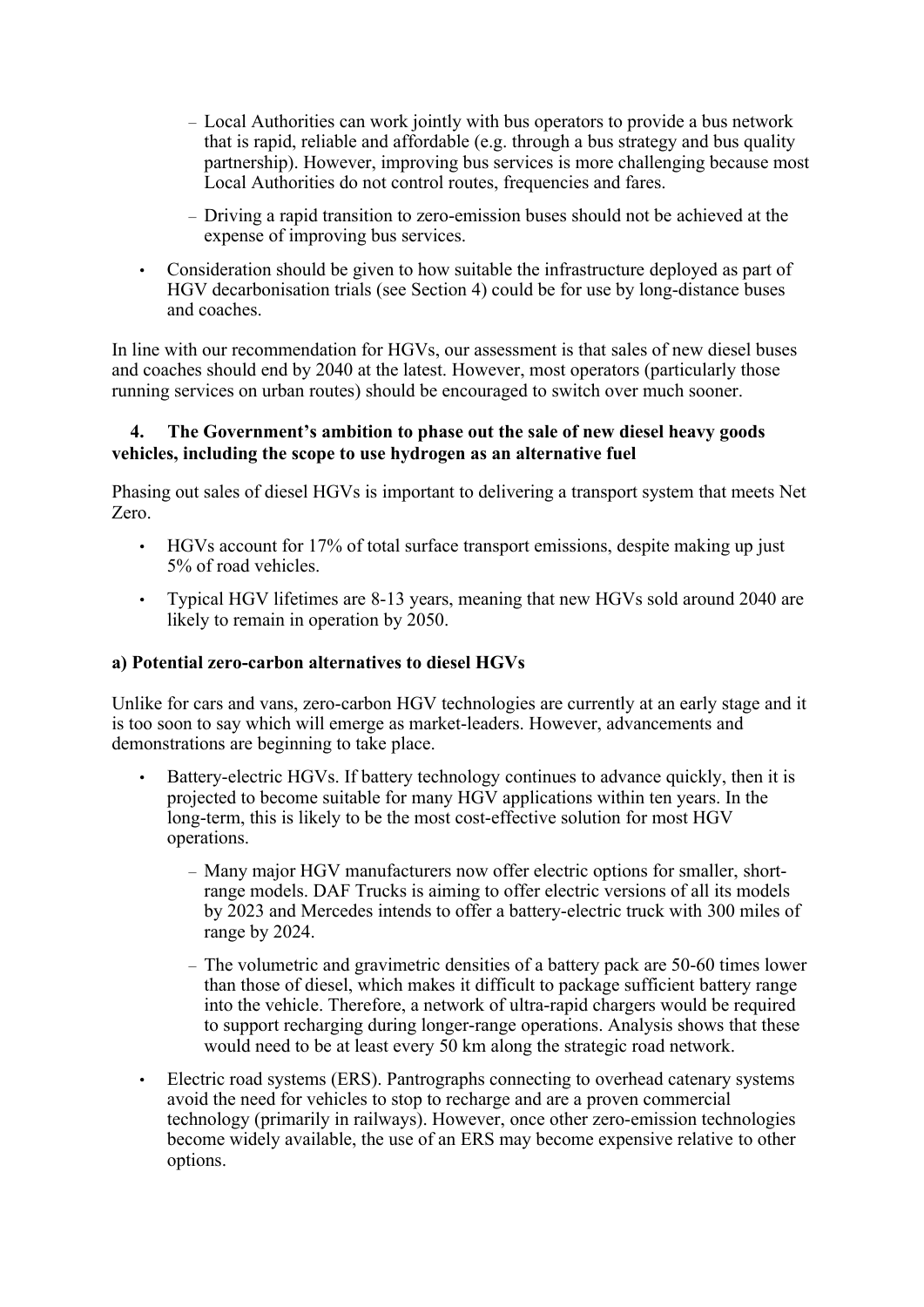- Local Authorities can work jointly with bus operators to provide a bus network that is rapid, reliable and affordable (e.g. through a bus strategy and bus quality partnership). However, improving bus services is more challenging because most Local Authorities do not control routes, frequencies and fares.
  - Driving a rapid transition to zero-emission buses should not be achieved at the expense of improving bus services.
- Consideration should be given to how suitable the infrastructure deployed as part of HGV decarbonisation trials (see Section 4) could be for use by long-distance buses and coaches.

In line with our recommendation for HGVs, our assessment is that sales of new diesel buses and coaches should end by 2040 at the latest. However, most operators (particularly those running services on urban routes) should be encouraged to switch over much sooner.

### 4. The Government's ambition to phase out the sale of new diesel heavy goods vehicles, including the scope to use hydrogen as an alternative fuel

Phasing out sales of diesel HGVs is important to delivering a transport system that meets Net Zero.

- HGVs account for 17% of total surface transport emissions, despite making up just 5% of road vehicles.
- Typical HGV lifetimes are 8-13 years, meaning that new HGVs sold around 2040 are likely to remain in operation by 2050.

#### a) Potential zero-carbon alternatives to diesel HGVs

Unlike for cars and vans, zero-carbon HGV technologies are currently at an early stage and it is too soon to say which will emerge as market-leaders. However, advancements and demonstrations are beginning to take place.

- Battery-electric HGVs. If battery technology continues to advance quickly, then it is projected to become suitable for many HGV applications within ten years. In the long-term, this is likely to be the most cost-effective solution for most HGV operations.
  - Many major HGV manufacturers now offer electric options for smaller, short-range models. DAF Trucks is aiming to offer electric versions of all its models by 2023 and Mercedes intends to offer a battery-electric truck with 300 miles of range by 2024.
  - The volumetric and gravimetric densities of a battery pack are 50-60 times lower than those of diesel, which makes it difficult to package sufficient battery range into the vehicle. Therefore, a network of ultra-rapid chargers would be required to support recharging during longer-range operations. Analysis shows that these would need to be at least every 50 km along the strategic road network.
- Electric road systems (ERS). Pantographs connecting to overhead catenary systems avoid the need for vehicles to stop to recharge and are a proven commercial technology (primarily in railways). However, once other zero-emission technologies become widely available, the use of an ERS may become expensive relative to other options.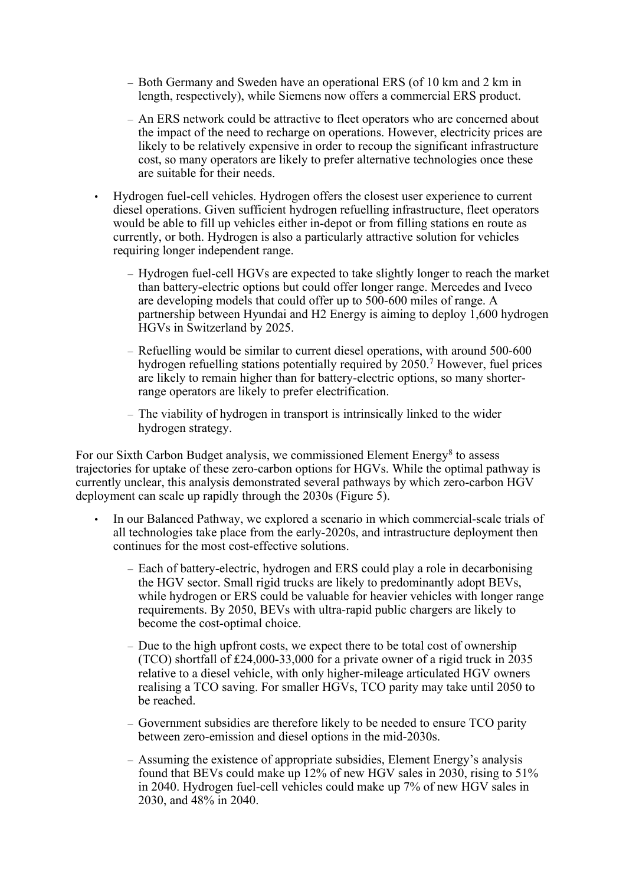- Both Germany and Sweden have an operational ERS (of 10 km and 2 km in length, respectively), while Siemens now offers a commercial ERS product.
  - An ERS network could be attractive to fleet operators who are concerned about the impact of the need to recharge on operations. However, electricity prices are likely to be relatively expensive in order to recoup the significant infrastructure cost, so many operators are likely to prefer alternative technologies once these are suitable for their needs.

- Hydrogen fuel-cell vehicles. Hydrogen offers the closest user experience to current diesel operations. Given sufficient hydrogen refuelling infrastructure, fleet operators would be able to fill up vehicles either in-depot or from filling stations en route as currently, or both. Hydrogen is also a particularly attractive solution for vehicles requiring longer independent range.
  - Hydrogen fuel-cell HGVs are expected to take slightly longer to reach the market than battery-electric options but could offer longer range. Mercedes and Iveco are developing models that could offer up to 500-600 miles of range. A partnership between Hyundai and H2 Energy is aiming to deploy 1,600 hydrogen HGVs in Switzerland by 2025.
  - Refuelling would be similar to current diesel operations, with around 500-600 hydrogen refuelling stations potentially required by 2050.[7] However, fuel prices are likely to remain higher than for battery-electric options, so many shorter-range operators are likely to prefer electrification.
  - The viability of hydrogen in transport is intrinsically linked to the wider hydrogen strategy.

For our Sixth Carbon Budget analysis, we commissioned Element Energy[8] to assess trajectories for uptake of these zero-carbon options for HGVs. While the optimal pathway is currently unclear, this analysis demonstrated several pathways by which zero-carbon HGV deployment can scale up rapidly through the 2030s (Figure 5).

- In our Balanced Pathway, we explored a scenario in which commercial-scale trials of all technologies take place from the early-2020s, and intrastructure deployment then continues for the most cost-effective solutions.
  - Each of battery-electric, hydrogen and ERS could play a role in decarbonising the HGV sector. Small rigid trucks are likely to predominantly adopt BEVs, while hydrogen or ERS could be valuable for heavier vehicles with longer range requirements. By 2050, BEVs with ultra-rapid public chargers are likely to become the cost-optimal choice.
  - Due to the high upfront costs, we expect there to be total cost of ownership (TCO) shortfall of £24,000-33,000 for a private owner of a rigid truck in 2035 relative to a diesel vehicle, with only higher-mileage articulated HGV owners realising a TCO saving. For smaller HGVs, TCO parity may take until 2050 to be reached.
  - Government subsidies are therefore likely to be needed to ensure TCO parity between zero-emission and diesel options in the mid-2030s.
  - Assuming the existence of appropriate subsidies, Element Energy's analysis found that BEVs could make up 12% of new HGV sales in 2030, rising to 51% in 2040. Hydrogen fuel-cell vehicles could make up 7% of new HGV sales in 2030, and 48% in 2040.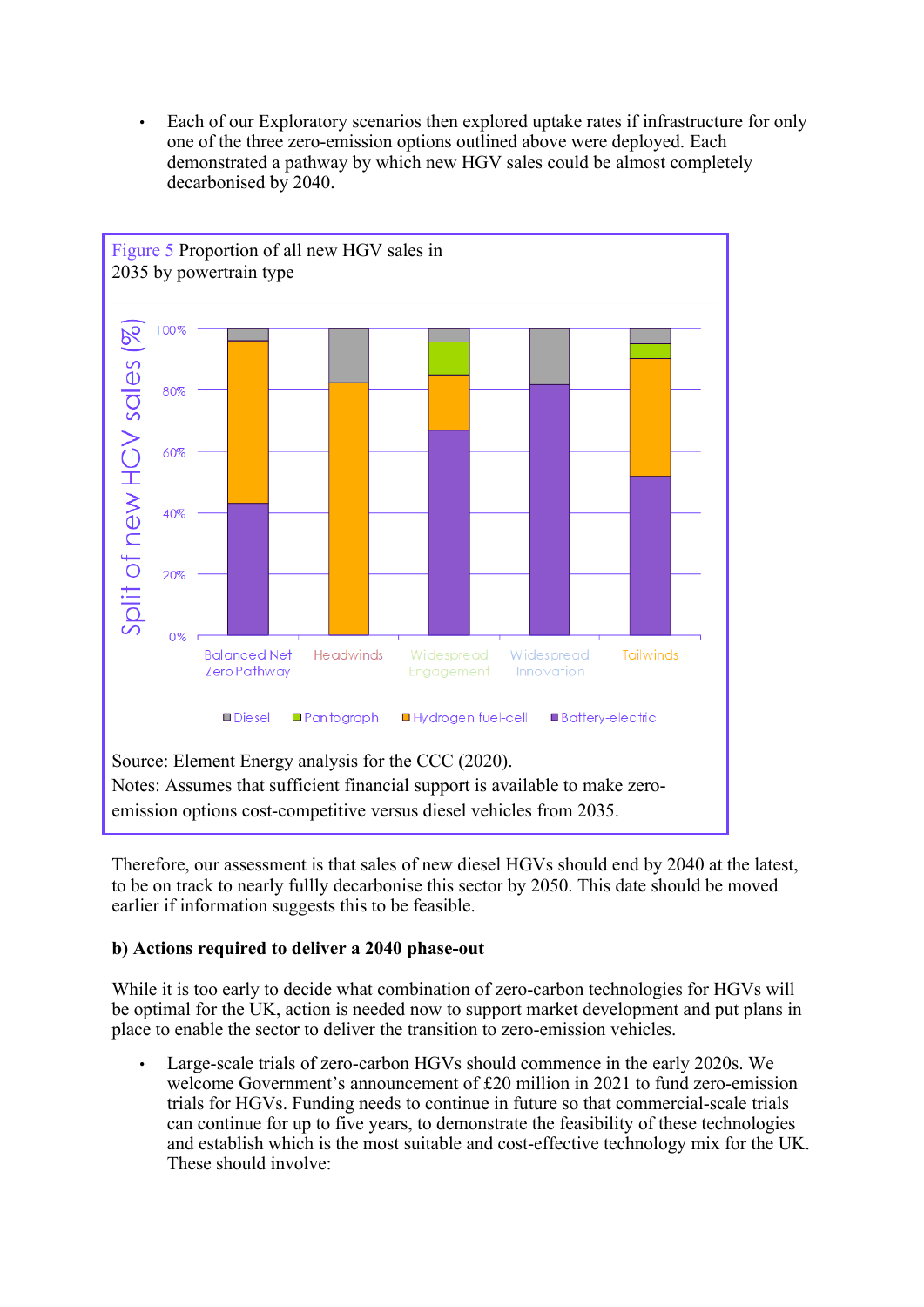- Each of our Exploratory scenarios then explored uptake rates if infrastructure for only one of the three zero-emission options outlined above were deployed. Each demonstrated a pathway by which new HGV sales could be almost completely decarbonised by 2040.

Figure 5 Proportion of all new HGV sales in 2035 by powertrain type

Source: Element Energy analysis for the CCC (2020).
Notes: Assumes that sufficient financial support is available to make zero-emission options cost-competitive versus diesel vehicles from 2035.

Therefore, our assessment is that sales of new diesel HGVs should end by 2040 at the latest, to be on track to nearly fullly decarbonise this sector by 2050. This date should be moved earlier if information suggests this to be feasible.

**b) Actions required to deliver a 2040 phase-out**

While it is too early to decide what combination of zero-carbon technologies for HGVs will be optimal for the UK, action is needed now to support market development and put plans in place to enable the sector to deliver the transition to zero-emission vehicles.

- Large-scale trials of zero-carbon HGVs should commence in the early 2020s. We welcome Government's announcement of £20 million in 2021 to fund zero-emission trials for HGVs. Funding needs to continue in future so that commercial-scale trials can continue for up to five years, to demonstrate the feasibility of these technologies and establish which is the most suitable and cost-effective technology mix for the UK. These should involve: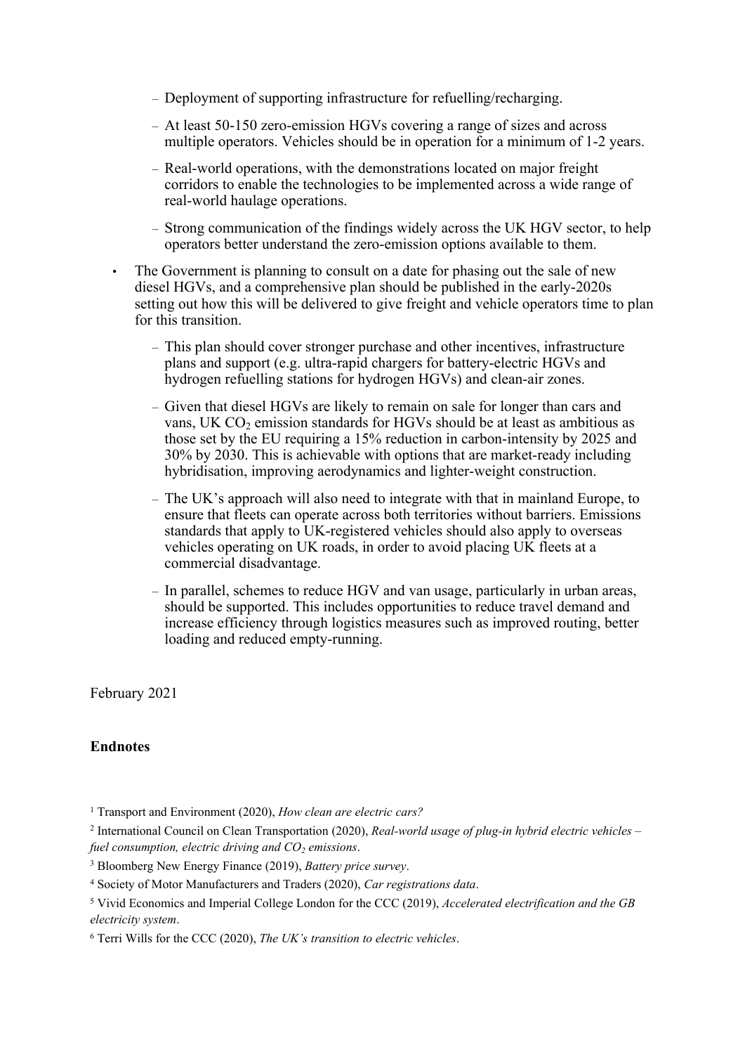- Deployment of supporting infrastructure for refuelling/recharging.
  - At least 50-150 zero-emission HGVs covering a range of sizes and across multiple operators. Vehicles should be in operation for a minimum of 1-2 years.
  - Real-world operations, with the demonstrations located on major freight corridors to enable the technologies to be implemented across a wide range of real-world haulage operations.
  - Strong communication of the findings widely across the UK HGV sector, to help operators better understand the zero-emission options available to them.

- The Government is planning to consult on a date for phasing out the sale of new diesel HGVs, and a comprehensive plan should be published in the early-2020s setting out how this will be delivered to give freight and vehicle operators time to plan for this transition.
  - This plan should cover stronger purchase and other incentives, infrastructure plans and support (e.g. ultra-rapid chargers for battery-electric HGVs and hydrogen refuelling stations for hydrogen HGVs) and clean-air zones.
  - Given that diesel HGVs are likely to remain on sale for longer than cars and vans, UK $CO_2$ emission standards for HGVs should be at least as ambitious as those set by the EU requiring a 15% reduction in carbon-intensity by 2025 and 30% by 2030. This is achievable with options that are market-ready including hybridisation, improving aerodynamics and lighter-weight construction.
  - The UK's approach will also need to integrate with that in mainland Europe, to ensure that fleets can operate across both territories without barriers. Emissions standards that apply to UK-registered vehicles should also apply to overseas vehicles operating on UK roads, in order to avoid placing UK fleets at a commercial disadvantage.
  - In parallel, schemes to reduce HGV and van usage, particularly in urban areas, should be supported. This includes opportunities to reduce travel demand and increase efficiency through logistics measures such as improved routing, better loading and reduced empty-running.

February 2021

**Endnotes**

[1] Transport and Environment (2020), *How clean are electric cars?*

[2] International Council on Clean Transportation (2020), *Real-world usage of plug-in hybrid electric vehicles – fuel consumption, electric driving and $CO_2$ emissions*.

[3] Bloomberg New Energy Finance (2019), *Battery price survey*.

[4] Society of Motor Manufacturers and Traders (2020), *Car registrations data*.

[5] Vivid Economics and Imperial College London for the CCC (2019), *Accelerated electrification and the GB electricity system*.

[6] Terri Wills for the CCC (2020), *The UK's transition to electric vehicles*.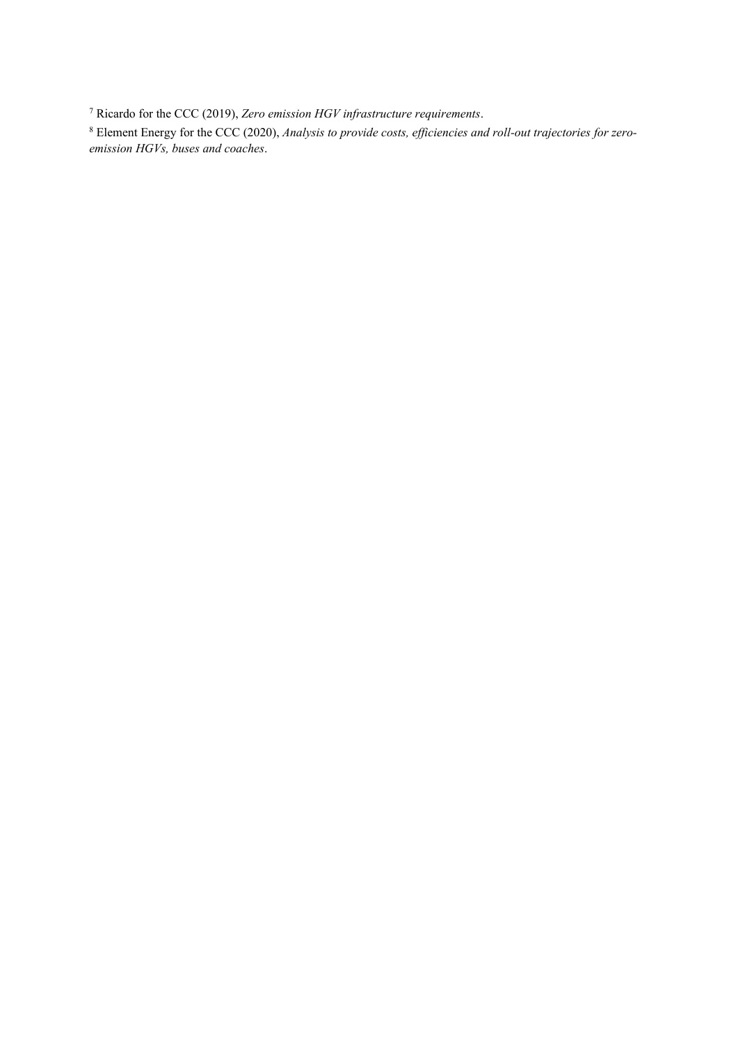[7] Ricardo for the CCC (2019), *Zero emission HGV infrastructure requirements*.

[8] Element Energy for the CCC (2020), *Analysis to provide costs, efficiencies and roll-out trajectories for zero-emission HGVs, buses and coaches*.